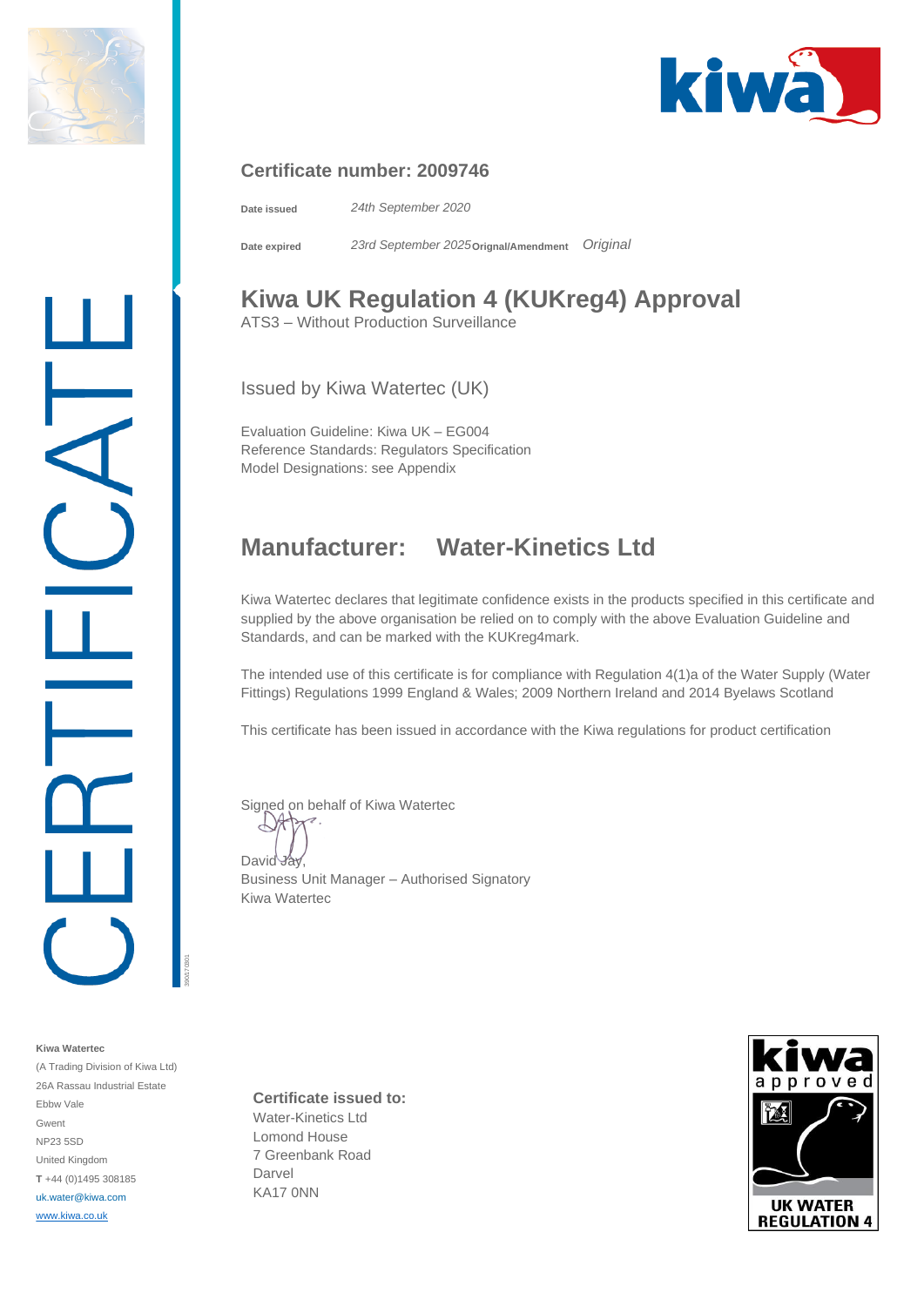CERTIFICATE

## Certificate number: 2009746

**Date issued** *24th September 2020*

**Date expired** *23rd September 2025* **Orignal/Amendment** *Original*

# Kiwa UK Regulation 4 (KUKreg4) Approval

ATS3 – Without Production Surveillance

Issued by Kiwa Watertec (UK)

Evaluation Guideline: Kiwa UK – EG004
Reference Standards: Regulators Specification
Model Designations: see Appendix

## Manufacturer: Water-Kinetics Ltd

Kiwa Watertec declares that legitimate confidence exists in the products specified in this certificate and supplied by the above organisation be relied on to comply with the above Evaluation Guideline and Standards, and can be marked with the KUKreg4mark.

The intended use of this certificate is for compliance with Regulation 4(1)a of the Water Supply (Water Fittings) Regulations 1999 England & Wales; 2009 Northern Ireland and 2014 Byelaws Scotland

This certificate has been issued in accordance with the Kiwa regulations for product certification

Signed on behalf of Kiwa Watertec

David Jay,
Business Unit Manager – Authorised Signatory
Kiwa Watertec

**Kiwa Watertec**
(A Trading Division of Kiwa Ltd)
26A Rassau Industrial Estate
Ebbw Vale
Gwent
NP23 5SD
United Kingdom
**T** +44 (0)1495 308185
uk.water@kiwa.com
www.kiwa.co.uk

**Certificate issued to:**
Water-Kinetics Ltd
Lomond House
7 Greenbank Road
Darvel
KA17 0NN

kiwa approved
UK WATER REGULATION 4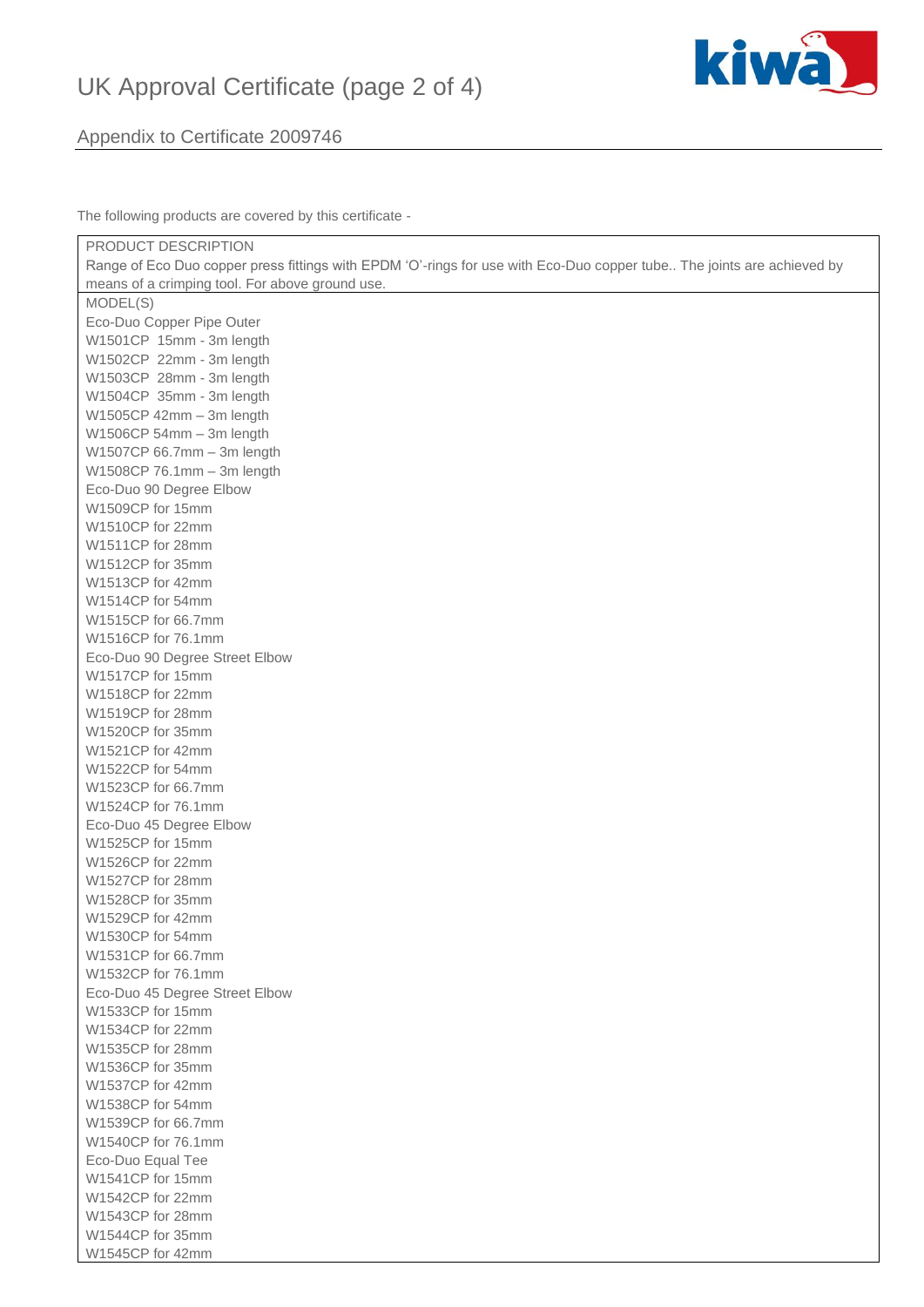## Appendix to Certificate 2009746

The following products are covered by this certificate -

| PRODUCT DESCRIPTION |
| --- |
| Range of Eco Duo copper press fittings with EPDM ‘O’-rings for use with Eco-Duo copper tube.. The joints are achieved by means of a crimping tool. For above ground use. |
| MODEL(S)<br>Eco-Duo Copper Pipe Outer<br>W1501CP  15mm - 3m length<br>W1502CP  22mm - 3m length<br>W1503CP  28mm - 3m length<br>W1504CP  35mm - 3m length<br>W1505CP 42mm – 3m length<br>W1506CP 54mm – 3m length<br>W1507CP 66.7mm – 3m length<br>W1508CP 76.1mm – 3m length<br>Eco-Duo 90 Degree Elbow<br>W1509CP for 15mm<br>W1510CP for 22mm<br>W1511CP for 28mm<br>W1512CP for 35mm<br>W1513CP for 42mm<br>W1514CP for 54mm<br>W1515CP for 66.7mm<br>W1516CP for 76.1mm<br>Eco-Duo 90 Degree Street Elbow<br>W1517CP for 15mm<br>W1518CP for 22mm<br>W1519CP for 28mm<br>W1520CP for 35mm<br>W1521CP for 42mm<br>W1522CP for 54mm<br>W1523CP for 66.7mm<br>W1524CP for 76.1mm<br>Eco-Duo 45 Degree Elbow<br>W1525CP for 15mm<br>W1526CP for 22mm<br>W1527CP for 28mm<br>W1528CP for 35mm<br>W1529CP for 42mm<br>W1530CP for 54mm<br>W1531CP for 66.7mm<br>W1532CP for 76.1mm<br>Eco-Duo 45 Degree Street Elbow<br>W1533CP for 15mm<br>W1534CP for 22mm<br>W1535CP for 28mm<br>W1536CP for 35mm<br>W1537CP for 42mm<br>W1538CP for 54mm<br>W1539CP for 66.7mm<br>W1540CP for 76.1mm<br>Eco-Duo Equal Tee<br>W1541CP for 15mm<br>W1542CP for 22mm<br>W1543CP for 28mm<br>W1544CP for 35mm<br>W1545CP for 42mm |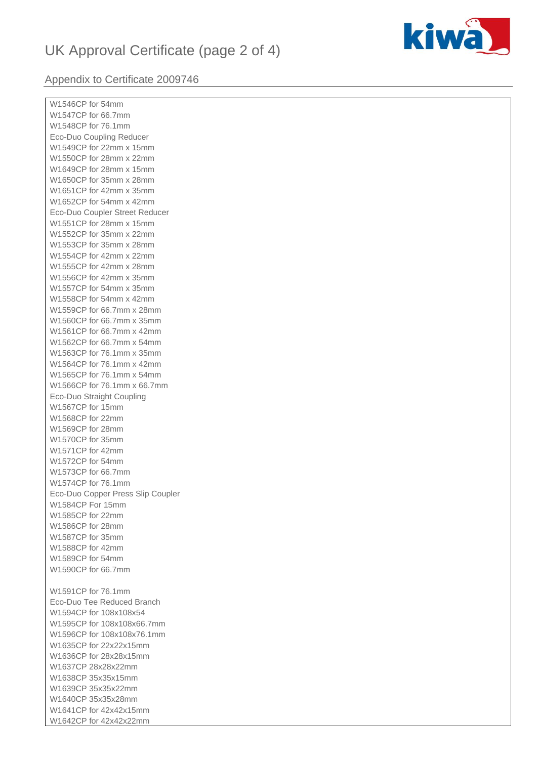## Appendix to Certificate 2009746

W1546CP for 54mm
W1547CP for 66.7mm
W1548CP for 76.1mm
Eco-Duo Coupling Reducer
W1549CP for 22mm x 15mm
W1550CP for 28mm x 22mm
W1649CP for 28mm x 15mm
W1650CP for 35mm x 28mm
W1651CP for 42mm x 35mm
W1652CP for 54mm x 42mm
Eco-Duo Coupler Street Reducer
W1551CP for 28mm x 15mm
W1552CP for 35mm x 22mm
W1553CP for 35mm x 28mm
W1554CP for 42mm x 22mm
W1555CP for 42mm x 28mm
W1556CP for 42mm x 35mm
W1557CP for 54mm x 35mm
W1558CP for 54mm x 42mm
W1559CP for 66.7mm x 28mm
W1560CP for 66.7mm x 35mm
W1561CP for 66.7mm x 42mm
W1562CP for 66.7mm x 54mm
W1563CP for 76.1mm x 35mm
W1564CP for 76.1mm x 42mm
W1565CP for 76.1mm x 54mm
W1566CP for 76.1mm x 66.7mm
Eco-Duo Straight Coupling
W1567CP for 15mm
W1568CP for 22mm
W1569CP for 28mm
W1570CP for 35mm
W1571CP for 42mm
W1572CP for 54mm
W1573CP for 66.7mm
W1574CP for 76.1mm
Eco-Duo Copper Press Slip Coupler
W1584CP For 15mm
W1585CP for 22mm
W1586CP for 28mm
W1587CP for 35mm
W1588CP for 42mm
W1589CP for 54mm
W1590CP for 66.7mm

W1591CP for 76.1mm
Eco-Duo Tee Reduced Branch
W1594CP for 108x108x54
W1595CP for 108x108x66.7mm
W1596CP for 108x108x76.1mm
W1635CP for 22x22x15mm
W1636CP for 28x28x15mm
W1637CP 28x28x22mm
W1638CP 35x35x15mm
W1639CP 35x35x22mm
W1640CP 35x35x28mm
W1641CP for 42x42x15mm
W1642CP for 42x42x22mm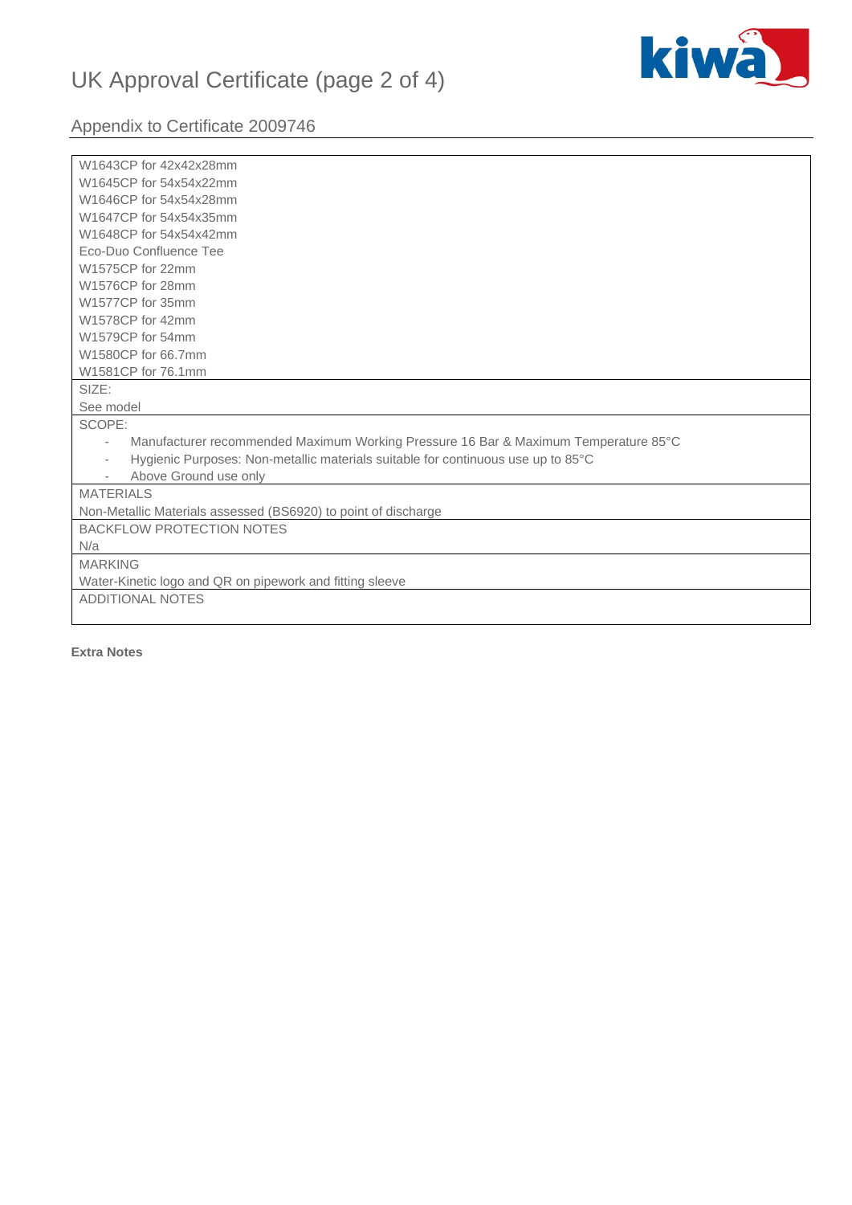# UK Approval Certificate (page 2 of 4)

## Appendix to Certificate 2009746

| |
|---|
| W1643CP for 42x42x28mm<br>W1645CP for 54x54x22mm<br>W1646CP for 54x54x28mm<br>W1647CP for 54x54x35mm<br>W1648CP for 54x54x42mm<br>Eco-Duo Confluence Tee<br>W1575CP for 22mm<br>W1576CP for 28mm<br>W1577CP for 35mm<br>W1578CP for 42mm<br>W1579CP for 54mm<br>W1580CP for 66.7mm<br>W1581CP for 76.1mm |
| SIZE:<br>See model |
| SCOPE:<br>- Manufacturer recommended Maximum Working Pressure 16 Bar & Maximum Temperature 85°C<br>- Hygienic Purposes: Non-metallic materials suitable for continuous use up to 85°C<br>- Above Ground use only |
| MATERIALS<br>Non-Metallic Materials assessed (BS6920) to point of discharge |
| BACKFLOW PROTECTION NOTES<br>N/a |
| MARKING<br>Water-Kinetic logo and QR on pipework and fitting sleeve |
| ADDITIONAL NOTES |

**Extra Notes**